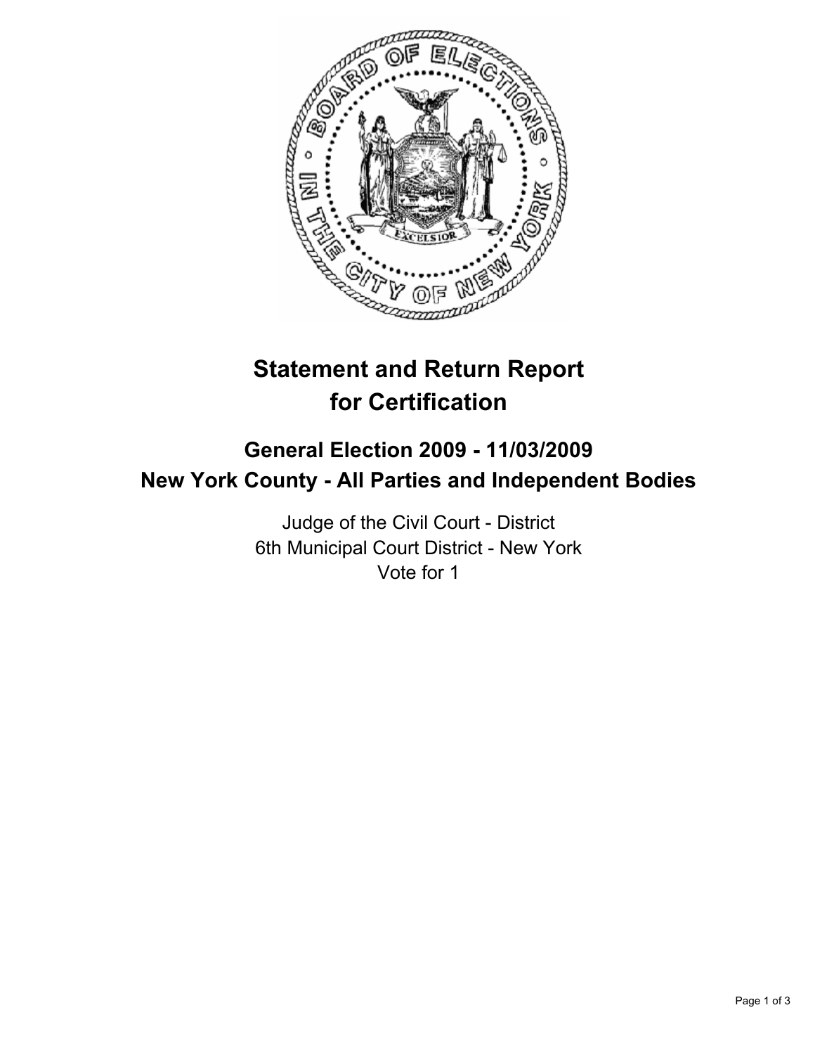# Statement and Return Report for Certification

## General Election 2009 - 11/03/2009
## New York County - All Parties and Independent Bodies

Judge of the Civil Court - District
6th Municipal Court District - New York
Vote for 1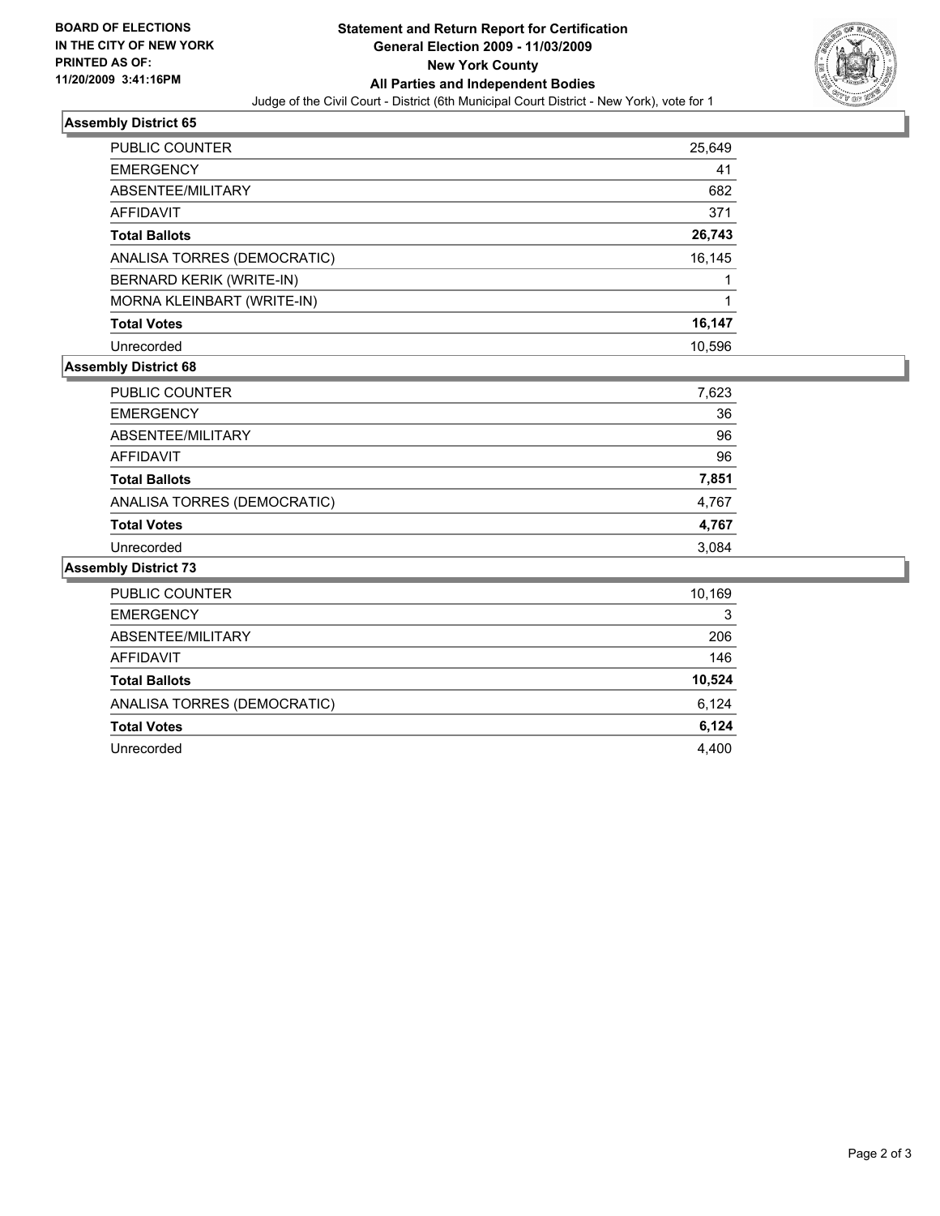**BOARD OF ELECTIONS IN THE CITY OF NEW YORK PRINTED AS OF: 11/20/2009 3:41:16PM**

# Statement and Return Report for Certification
## General Election 2009 - 11/03/2009
## New York County
## All Parties and Independent Bodies

Judge of the Civil Court - District (6th Municipal Court District - New York), vote for 1

### Assembly District 65

| | |
|---|---|
| PUBLIC COUNTER | 25,649 |
| EMERGENCY | 41 |
| ABSENTEE/MILITARY | 682 |
| AFFIDAVIT | 371 |
| **Total Ballots** | **26,743** |
| ANALISA TORRES (DEMOCRATIC) | 16,145 |
| BERNARD KERIK (WRITE-IN) | 1 |
| MORNA KLEINBART (WRITE-IN) | 1 |
| **Total Votes** | **16,147** |
| Unrecorded | 10,596 |

### Assembly District 68

| | |
|---|---|
| PUBLIC COUNTER | 7,623 |
| EMERGENCY | 36 |
| ABSENTEE/MILITARY | 96 |
| AFFIDAVIT | 96 |
| **Total Ballots** | **7,851** |
| ANALISA TORRES (DEMOCRATIC) | 4,767 |
| **Total Votes** | **4,767** |
| Unrecorded | 3,084 |

### Assembly District 73

| | |
|---|---|
| PUBLIC COUNTER | 10,169 |
| EMERGENCY | 3 |
| ABSENTEE/MILITARY | 206 |
| AFFIDAVIT | 146 |
| **Total Ballots** | **10,524** |
| ANALISA TORRES (DEMOCRATIC) | 6,124 |
| **Total Votes** | **6,124** |
| Unrecorded | 4,400 |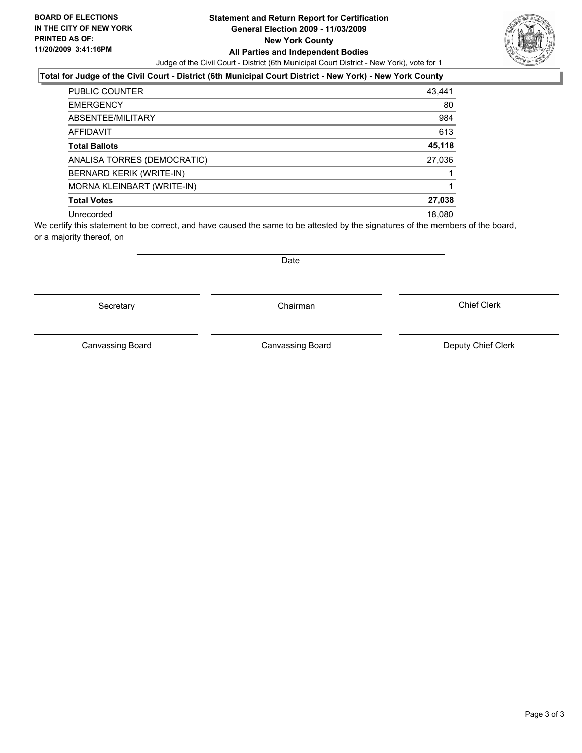**BOARD OF ELECTIONS IN THE CITY OF NEW YORK PRINTED AS OF: 11/20/2009 3:41:16PM**

**Statement and Return Report for Certification**
**General Election 2009 - 11/03/2009**
**New York County**
**All Parties and Independent Bodies**

Judge of the Civil Court - District (6th Municipal Court District - New York), vote for 1

**Total for Judge of the Civil Court - District (6th Municipal Court District - New York) - New York County**

| | |
|---|---|
| PUBLIC COUNTER | 43,441 |
| EMERGENCY | 80 |
| ABSENTEE/MILITARY | 984 |
| AFFIDAVIT | 613 |
| **Total Ballots** | **45,118** |
| ANALISA TORRES (DEMOCRATIC) | 27,036 |
| BERNARD KERIK (WRITE-IN) | 1 |
| MORNA KLEINBART (WRITE-IN) | 1 |
| **Total Votes** | **27,038** |
| Unrecorded | 18,080 |

We certify this statement to be correct, and have caused the same to be attested by the signatures of the members of the board, or a majority thereof, on

Date

Secretary

Chairman

Chief Clerk

Canvassing Board

Canvassing Board

Deputy Chief Clerk